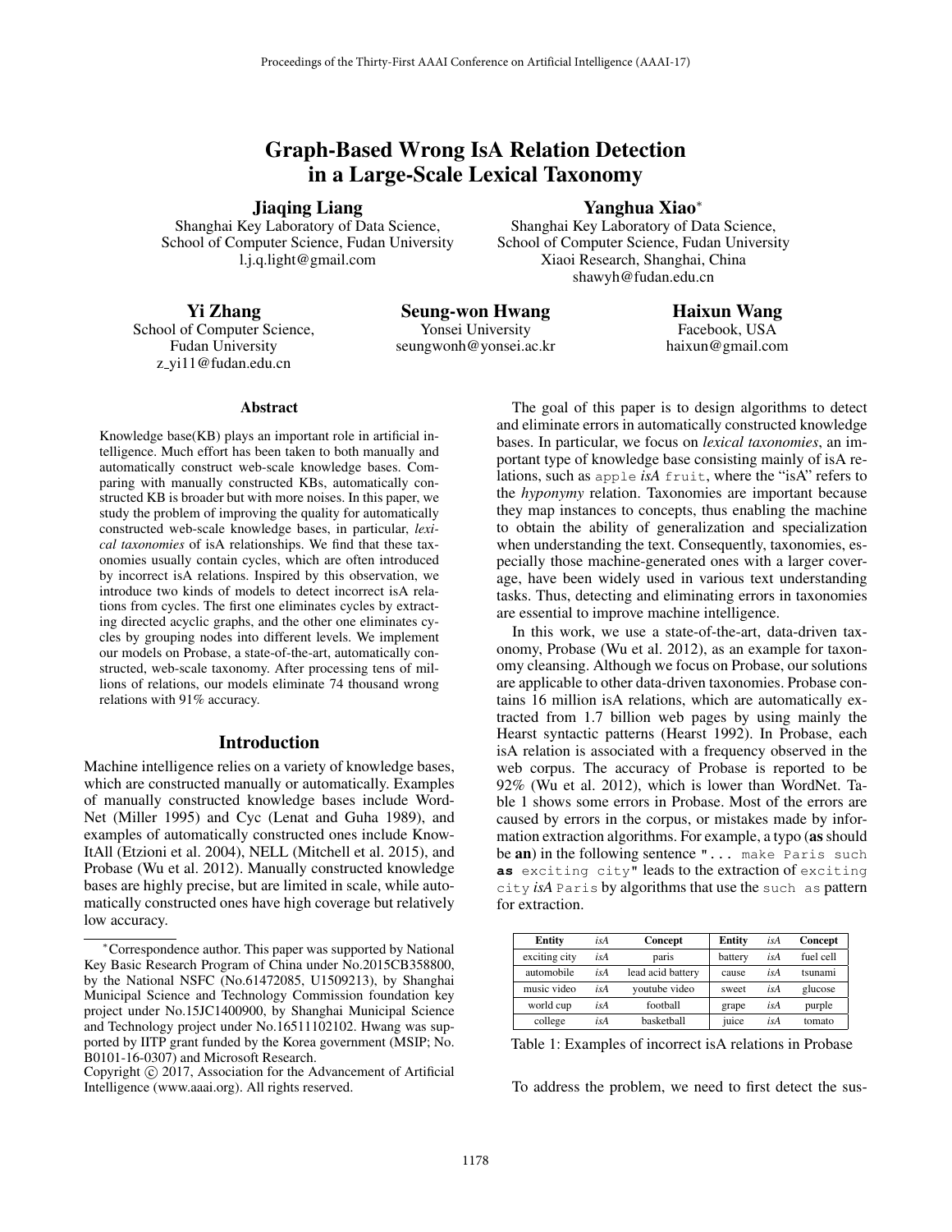# Graph-Based Wrong IsA Relation Detection in a Large-Scale Lexical Taxonomy

**Jiaqing Liang**
Shanghai Key Laboratory of Data Science,
School of Computer Science, Fudan University
l.j.q.light@gmail.com

**Yanghua Xiao***
Shanghai Key Laboratory of Data Science,
School of Computer Science, Fudan University
Xiaoi Research, Shanghai, China
shawyh@fudan.edu.cn

**Yi Zhang**
School of Computer Science,
Fudan University
z_yi11@fudan.edu.cn

**Seung-won Hwang**
Yonsei University
seungwonh@yonsei.ac.kr

**Haixun Wang**
Facebook, USA
haixun@gmail.com

## Abstract

Knowledge base(KB) plays an important role in artificial intelligence. Much effort has been taken to both manually and automatically construct web-scale knowledge bases. Comparing with manually constructed KBs, automatically constructed KB is broader but with more noises. In this paper, we study the problem of improving the quality for automatically constructed web-scale knowledge bases, in particular, *lexical taxonomies* of isA relationships. We find that these taxonomies usually contain cycles, which are often introduced by incorrect isA relations. Inspired by this observation, we introduce two kinds of models to detect incorrect isA relations from cycles. The first one eliminates cycles by extracting directed acyclic graphs, and the other one eliminates cycles by grouping nodes into different levels. We implement our models on Probase, a state-of-the-art, automatically constructed, web-scale taxonomy. After processing tens of millions of relations, our models eliminate 74 thousand wrong relations with 91% accuracy.

## Introduction

Machine intelligence relies on a variety of knowledge bases, which are constructed manually or automatically. Examples of manually constructed knowledge bases include WordNet (Miller 1995) and Cyc (Lenat and Guha 1989), and examples of automatically constructed ones include KnowItAll (Etzioni et al. 2004), NELL (Mitchell et al. 2015), and Probase (Wu et al. 2012). Manually constructed knowledge bases are highly precise, but are limited in scale, while automatically constructed ones have high coverage but relatively low accuracy.

*Correspondence author. This paper was supported by National Key Basic Research Program of China under No.2015CB358800, by the National NSFC (No.61472085, U1509213), by Shanghai Municipal Science and Technology Commission foundation key project under No.15JC1400900, by Shanghai Municipal Science and Technology project under No.16511102102. Hwang was supported by IITP grant funded by the Korea government (MSIP; No. B0101-16-0307) and Microsoft Research.

Copyright © 2017, Association for the Advancement of Artificial Intelligence (www.aaai.org). All rights reserved.

The goal of this paper is to design algorithms to detect and eliminate errors in automatically constructed knowledge bases. In particular, we focus on *lexical taxonomies*, an important type of knowledge base consisting mainly of isA relations, such as `apple` ***isA*** `fruit`, where the "isA" refers to the *hyponymy* relation. Taxonomies are important because they map instances to concepts, thus enabling the machine to obtain the ability of generalization and specialization when understanding the text. Consequently, taxonomies, especially those machine-generated ones with a larger coverage, have been widely used in various text understanding tasks. Thus, detecting and eliminating errors in taxonomies are essential to improve machine intelligence.

In this work, we use a state-of-the-art, data-driven taxonomy, Probase (Wu et al. 2012), as an example for taxonomy cleansing. Although we focus on Probase, our solutions are applicable to other data-driven taxonomies. Probase contains 16 million isA relations, which are automatically extracted from 1.7 billion web pages by using mainly the Hearst syntactic patterns (Hearst 1992). In Probase, each isA relation is associated with a frequency observed in the web corpus. The accuracy of Probase is reported to be 92% (Wu et al. 2012), which is lower than WordNet. Table 1 shows some errors in Probase. Most of the errors are caused by errors in the corpus, or mistakes made by information extraction algorithms. For example, a typo (**as** should be **an**) in the following sentence `"... make Paris such` **`as`** `exciting city"` leads to the extraction of `exciting city` ***isA*** `Paris` by algorithms that use the `such as` pattern for extraction.

| Entity | *isA* | Concept | Entity | *isA* | Concept |
|---|---|---|---|---|---|
| exciting city | *isA* | paris | battery | *isA* | fuel cell |
| automobile | *isA* | lead acid battery | cause | *isA* | tsunami |
| music video | *isA* | youtube video | sweet | *isA* | glucose |
| world cup | *isA* | football | grape | *isA* | purple |
| college | *isA* | basketball | juice | *isA* | tomato |

Table 1: Examples of incorrect isA relations in Probase

To address the problem, we need to first detect the sus-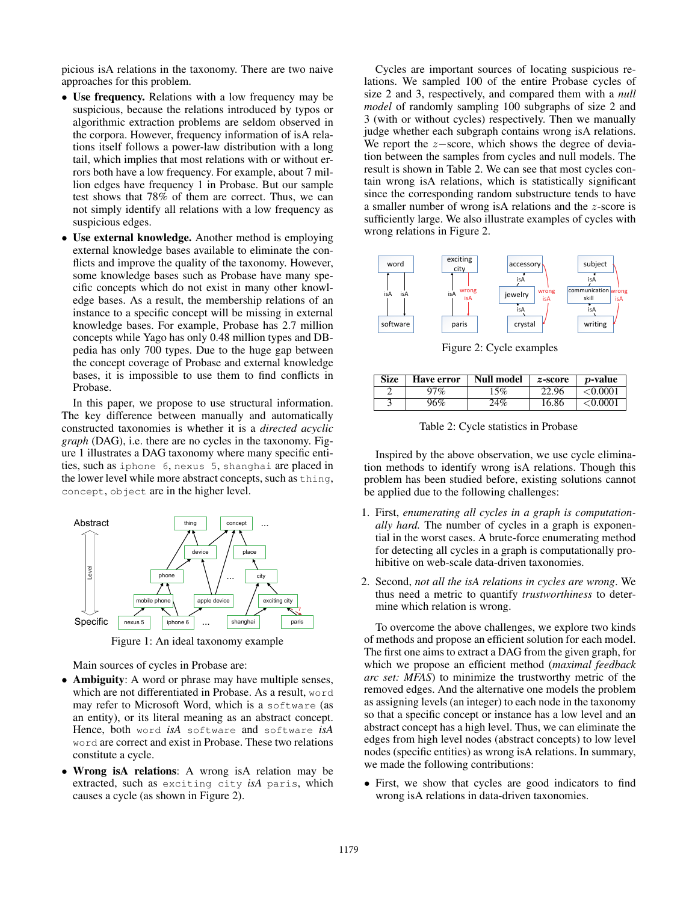picious isA relations in the taxonomy. There are two naive approaches for this problem.

- **Use frequency.** Relations with a low frequency may be suspicious, because the relations introduced by typos or algorithmic extraction problems are seldom observed in the corpora. However, frequency information of isA relations itself follows a power-law distribution with a long tail, which implies that most relations with or without errors both have a low frequency. For example, about 7 million edges have frequency 1 in Probase. But our sample test shows that 78% of them are correct. Thus, we can not simply identify all relations with a low frequency as suspicious edges.
- **Use external knowledge.** Another method is employing external knowledge bases available to eliminate the conflicts and improve the quality of the taxonomy. However, some knowledge bases such as Probase have many specific concepts which do not exist in many other knowledge bases. As a result, the membership relations of an instance to a specific concept will be missing in external knowledge bases. For example, Probase has 2.7 million concepts while Yago has only 0.48 million types and DBpedia has only 700 types. Due to the huge gap between the concept coverage of Probase and external knowledge bases, it is impossible to use them to find conflicts in Probase.

In this paper, we propose to use structural information. The key difference between manually and automatically constructed taxonomies is whether it is a *directed acyclic graph* (DAG), i.e. there are no cycles in the taxonomy. Figure 1 illustrates a DAG taxonomy where many specific entities, such as `iphone 6`, `nexus 5`, `shanghai` are placed in the lower level while more abstract concepts, such as `thing`, `concept`, `object` are in the higher level.

Figure 1: An ideal taxonomy example

Main sources of cycles in Probase are:

- **Ambiguity**: A word or phrase may have multiple senses, which are not differentiated in Probase. As a result, `word` may refer to Microsoft Word, which is a `software` (as an entity), or its literal meaning as an abstract concept. Hence, both `word` *isA* `software` and `software` *isA* `word` are correct and exist in Probase. These two relations constitute a cycle.
- **Wrong isA relations**: A wrong isA relation may be extracted, such as `exciting city` *isA* `paris`, which causes a cycle (as shown in Figure 2).

Cycles are important sources of locating suspicious relations. We sampled 100 of the entire Probase cycles of size 2 and 3, respectively, and compared them with a *null model* of randomly sampling 100 subgraphs of size 2 and 3 (with or without cycles) respectively. Then we manually judge whether each subgraph contains wrong isA relations. We report the $z-$score, which shows the degree of deviation between the samples from cycles and null models. The result is shown in Table 2. We can see that most cycles contain wrong isA relations, which is statistically significant since the corresponding random substructure tends to have a smaller number of wrong isA relations and the $z$-score is sufficiently large. We also illustrate examples of cycles with wrong relations in Figure 2.

Figure 2: Cycle examples

| Size | Have error | Null model | $z$-score | $p$-value |
|---|---|---|---|---|
| 2 | 97% | 15% | 22.96 | <0.0001 |
| 3 | 96% | 24% | 16.86 | <0.0001 |

Table 2: Cycle statistics in Probase

Inspired by the above observation, we use cycle elimination methods to identify wrong isA relations. Though this problem has been studied before, existing solutions cannot be applied due to the following challenges:

1. First, *enumerating all cycles in a graph is computationally hard.* The number of cycles in a graph is exponential in the worst cases. A brute-force enumerating method for detecting all cycles in a graph is computationally prohibitive on web-scale data-driven taxonomies.
2. Second, *not all the isA relations in cycles are wrong*. We thus need a metric to quantify *trustworthiness* to determine which relation is wrong.

To overcome the above challenges, we explore two kinds of methods and propose an efficient solution for each model. The first one aims to extract a DAG from the given graph, for which we propose an efficient method (*maximal feedback arc set: MFAS*) to minimize the trustworthy metric of the removed edges. And the alternative one models the problem as assigning levels (an integer) to each node in the taxonomy so that a specific concept or instance has a low level and an abstract concept has a high level. Thus, we can eliminate the edges from high level nodes (abstract concepts) to low level nodes (specific entities) as wrong isA relations. In summary, we made the following contributions:

- First, we show that cycles are good indicators to find wrong isA relations in data-driven taxonomies.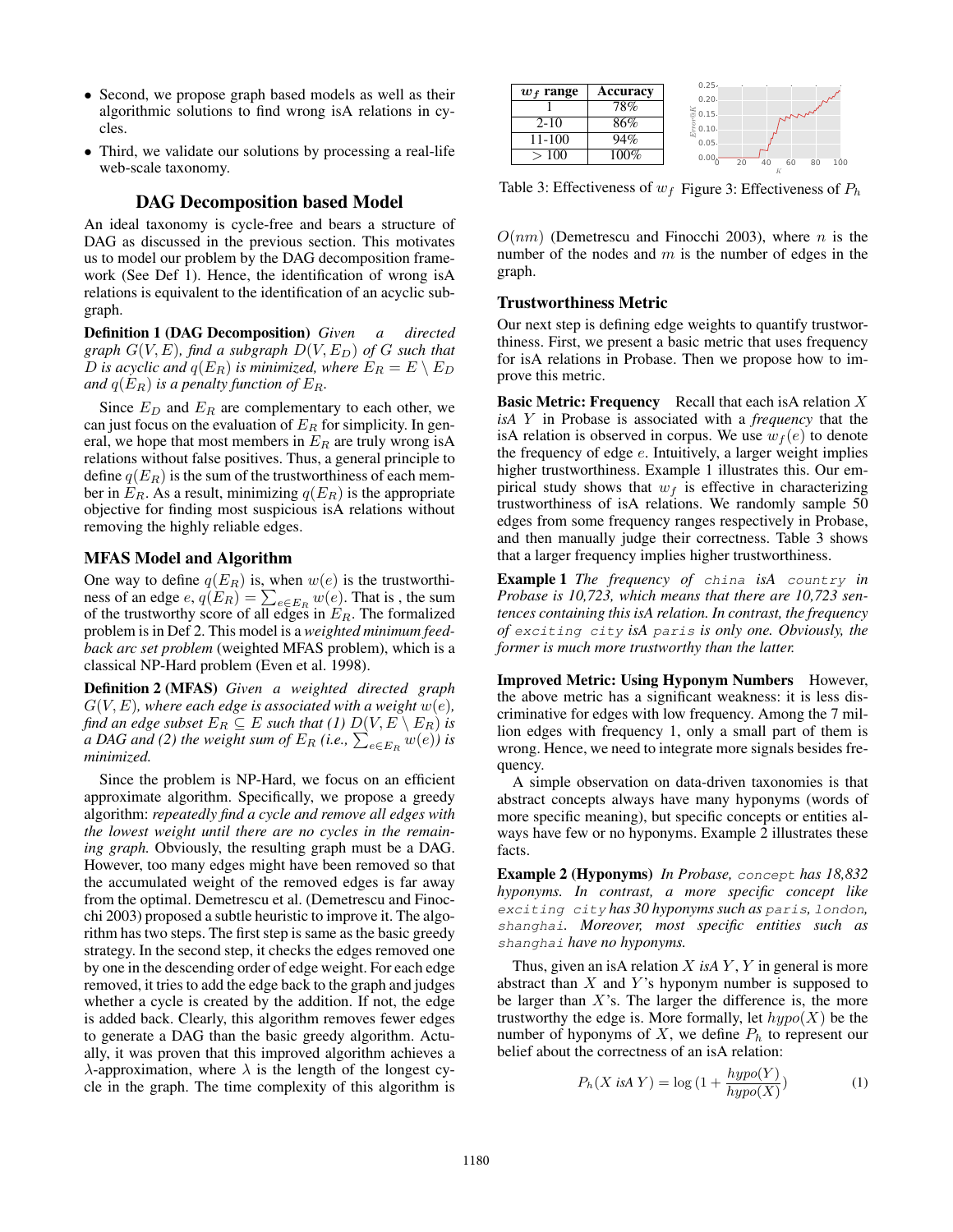- Second, we propose graph based models as well as their algorithmic solutions to find wrong isA relations in cycles.
- Third, we validate our solutions by processing a real-life web-scale taxonomy.

## DAG Decomposition based Model

An ideal taxonomy is cycle-free and bears a structure of DAG as discussed in the previous section. This motivates us to model our problem by the DAG decomposition framework (See Def 1). Hence, the identification of wrong isA relations is equivalent to the identification of an acyclic subgraph.

**Definition 1 (DAG Decomposition)** *Given a directed graph $G(V, E)$, find a subgraph $D(V, E_D)$ of $G$ such that $D$ is acyclic and $q(E_R)$ is minimized, where $E_R = E \setminus E_D$ and $q(E_R)$ is a penalty function of $E_R$.*

Since $E_D$ and $E_R$ are complementary to each other, we can just focus on the evaluation of $E_R$ for simplicity. In general, we hope that most members in $E_R$ are truly wrong isA relations without false positives. Thus, a general principle to define $q(E_R)$ is the sum of the trustworthiness of each member in $E_R$. As a result, minimizing $q(E_R)$ is the appropriate objective for finding most suspicious isA relations without removing the highly reliable edges.

### MFAS Model and Algorithm

One way to define $q(E_R)$ is, when $w(e)$ is the trustworthiness of an edge $e$, $q(E_R) = \sum_{e \in E_R} w(e)$. That is , the sum of the trustworthy score of all edges in $E_R$. The formalized problem is in Def 2. This model is a *weighted minimum feedback arc set problem* (weighted MFAS problem), which is a classical NP-Hard problem (Even et al. 1998).

**Definition 2 (MFAS)** *Given a weighted directed graph $G(V, E)$, where each edge is associated with a weight $w(e)$, find an edge subset $E_R \subseteq E$ such that (1) $D(V, E \setminus E_R)$ is a DAG and (2) the weight sum of $E_R$ (i.e., $\sum_{e \in E_R} w(e)$) is minimized.*

Since the problem is NP-Hard, we focus on an efficient approximate algorithm. Specifically, we propose a greedy algorithm: *repeatedly find a cycle and remove all edges with the lowest weight until there are no cycles in the remaining graph.* Obviously, the resulting graph must be a DAG. However, too many edges might have been removed so that the accumulated weight of the removed edges is far away from the optimal. Demetrescu et al. (Demetrescu and Finocchi 2003) proposed a subtle heuristic to improve it. The algorithm has two steps. The first step is same as the basic greedy strategy. In the second step, it checks the edges removed one by one in the descending order of edge weight. For each edge removed, it tries to add the edge back to the graph and judges whether a cycle is created by the addition. If not, the edge is added back. Clearly, this algorithm removes fewer edges to generate a DAG than the basic greedy algorithm. Actually, it was proven that this improved algorithm achieves a $\lambda$-approximation, where $\lambda$ is the length of the longest cycle in the graph. The time complexity of this algorithm is $O(nm)$ (Demetrescu and Finocchi 2003), where $n$ is the number of the nodes and $m$ is the number of edges in the graph.

| $w_f$ range | Accuracy |
|---|---|
| 1 | 78% |
| 2-10 | 86% |
| 11-100 | 94% |
| > 100 | 100% |

Table 3: Effectiveness of $w_f$

Figure 3: Effectiveness of $P_h$

### Trustworthiness Metric

Our next step is defining edge weights to quantify trustworthiness. First, we present a basic metric that uses frequency for isA relations in Probase. Then we propose how to improve this metric.

**Basic Metric: Frequency** Recall that each isA relation $X$ *isA* $Y$ in Probase is associated with a *frequency* that the isA relation is observed in corpus. We use $w_f(e)$ to denote the frequency of edge $e$. Intuitively, a larger weight implies higher trustworthiness. Example 1 illustrates this. Our empirical study shows that $w_f$ is effective in characterizing trustworthiness of isA relations. We randomly sample 50 edges from some frequency ranges respectively in Probase, and then manually judge their correctness. Table 3 shows that a larger frequency implies higher trustworthiness.

**Example 1** *The frequency of* `china` *isA* `country` *in Probase is 10,723, which means that there are 10,723 sentences containing this isA relation. In contrast, the frequency of* `exciting city` *isA* `paris` *is only one. Obviously, the former is much more trustworthy than the latter.*

**Improved Metric: Using Hyponym Numbers** However, the above metric has a significant weakness: it is less discriminative for edges with low frequency. Among the 7 million edges with frequency 1, only a small part of them is wrong. Hence, we need to integrate more signals besides frequency.

A simple observation on data-driven taxonomies is that abstract concepts always have many hyponyms (words of more specific meaning), but specific concepts or entities always have few or no hyponyms. Example 2 illustrates these facts.

**Example 2 (Hyponyms)** *In Probase,* `concept` *has 18,832 hyponyms. In contrast, a more specific concept like* `exciting city` *has 30 hyponyms such as* `paris`*,* `london`*,* `shanghai`*. Moreover, most specific entities such as* `shanghai` *have no hyponyms.*

Thus, given an isA relation $X$ *isA* $Y$, $Y$ in general is more abstract than $X$ and $Y$'s hyponym number is supposed to be larger than $X$'s. The larger the difference is, the more trustworthy the edge is. More formally, let $hypo(X)$ be the number of hyponyms of $X$, we define $P_h$ to represent our belief about the correctness of an isA relation:

$$P_h(X \text{ } isA \text{ } Y) = \log\left(1 + \frac{hypo(Y)}{hypo(X)}\right) \quad (1)$$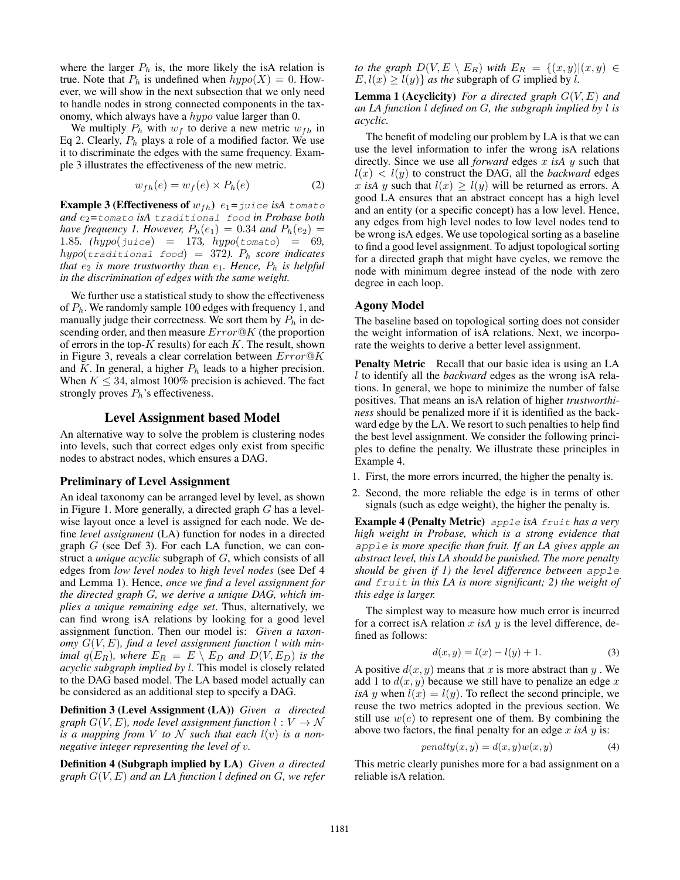where the larger $P_h$ is, the more likely the isA relation is true. Note that $P_h$ is undefined when $hypo(X) = 0$. However, we will show in the next subsection that we only need to handle nodes in strong connected components in the taxonomy, which always have a $hypo$ value larger than 0.

We multiply $P_h$ with $w_f$ to derive a new metric $w_{fh}$ in Eq 2. Clearly, $P_h$ plays a role of a modified factor. We use it to discriminate the edges with the same frequency. Example 3 illustrates the effectiveness of the new metric.

$$w_{fh}(e) = w_f(e) \times P_h(e) \tag{2}$$

**Example 3 (Effectiveness of $w_{fh}$)** *$e_1$=`juice` isA `tomato` and $e_2$=`tomato` isA `traditional food` in Probase both have frequency 1. However, $P_h(e_1) = 0.34$ and $P_h(e_2) = 1.85$. ($hypo$(`juice`) $= 173$, $hypo$(`tomato`) $= 69$, $hypo$(`traditional food`) $= 372$). $P_h$ score indicates that $e_2$ is more trustworthy than $e_1$. Hence, $P_h$ is helpful in the discrimination of edges with the same weight.*

We further use a statistical study to show the effectiveness of $P_h$. We randomly sample 100 edges with frequency 1, and manually judge their correctness. We sort them by $P_h$ in descending order, and then measure $Error@K$ (the proportion of errors in the top-$K$ results) for each $K$. The result, shown in Figure 3, reveals a clear correlation between $Error@K$ and $K$. In general, a higher $P_h$ leads to a higher precision. When $K \leq 34$, almost 100% precision is achieved. The fact strongly proves $P_h$'s effectiveness.

## Level Assignment based Model

An alternative way to solve the problem is clustering nodes into levels, such that correct edges only exist from specific nodes to abstract nodes, which ensures a DAG.

### Preliminary of Level Assignment

An ideal taxonomy can be arranged level by level, as shown in Figure 1. More generally, a directed graph $G$ has a level-wise layout once a level is assigned for each node. We define *level assignment* (LA) function for nodes in a directed graph $G$ (see Def 3). For each LA function, we can construct a *unique acyclic* subgraph of $G$, which consists of all edges from *low level nodes* to *high level nodes* (see Def 4 and Lemma 1). Hence, *once we find a level assignment for the directed graph G, we derive a unique DAG, which implies a unique remaining edge set*. Thus, alternatively, we can find wrong isA relations by looking for a good level assignment function. Then our model is: *Given a taxonomy $G(V, E)$, find a level assignment function $l$ with minimal $q(E_R)$, where $E_R = E \setminus E_D$ and $D(V, E_D)$ is the acyclic subgraph implied by $l$.* This model is closely related to the DAG based model. The LA based model actually can be considered as an additional step to specify a DAG.

**Definition 3 (Level Assignment (LA))** *Given a directed graph $G(V, E)$, node level assignment function $l : V \to \mathcal{N}$ is a mapping from $V$ to $\mathcal{N}$ such that $l(v)$ is a non-negative integer representing the level of $v$.*

**Definition 4 (Subgraph implied by LA)** *Given a directed graph $G(V, E)$ and an LA function $l$ defined on $G$, we refer to the graph $D(V, E \setminus E_R)$ with $E_R = \{(x, y)|(x, y) \in E, l(x) \geq l(y)\}$ as the* subgraph of $G$ implied by $l$.

**Lemma 1 (Acyclicity)** *For a directed graph $G(V, E)$ and an LA function $l$ defined on $G$, the subgraph implied by $l$ is acyclic.*

The benefit of modeling our problem by LA is that we can use the level information to infer the wrong isA relations directly. Since we use all *forward* edges $x$ *isA* $y$ such that $l(x) < l(y)$ to construct the DAG, all the *backward* edges $x$ *isA* $y$ such that $l(x) \geq l(y)$ will be returned as errors. A good LA ensures that an abstract concept has a high level and an entity (or a specific concept) has a low level. Hence, any edges from high level nodes to low level nodes tend to be wrong isA edges. We use topological sorting as a baseline to find a good level assignment. To adjust topological sorting for a directed graph that might have cycles, we remove the node with minimum degree instead of the node with zero degree in each loop.

### Agony Model

The baseline based on topological sorting does not consider the weight information of isA relations. Next, we incorporate the weights to derive a better level assignment.

**Penalty Metric** Recall that our basic idea is using an LA $l$ to identify all the *backward* edges as the wrong isA relations. In general, we hope to minimize the number of false positives. That means an isA relation of higher *trustworthiness* should be penalized more if it is identified as the backward edge by the LA. We resort to such penalties to help find the best level assignment. We consider the following principles to define the penalty. We illustrate these principles in Example 4.

1. First, the more errors incurred, the higher the penalty is.
2. Second, the more reliable the edge is in terms of other signals (such as edge weight), the higher the penalty is.

**Example 4 (Penalty Metric)** *`apple` isA `fruit` has a very high weight in Probase, which is a strong evidence that `apple` is more specific than fruit. If an LA gives apple an abstract level, this LA should be punished. The more penalty should be given if 1) the level difference between `apple` and `fruit` in this LA is more significant; 2) the weight of this edge is larger.*

The simplest way to measure how much error is incurred for a correct isA relation $x$ *isA* $y$ is the level difference, defined as follows:

$$d(x, y) = l(x) - l(y) + 1. \tag{3}$$

A positive $d(x, y)$ means that $x$ is more abstract than $y$. We add 1 to $d(x, y)$ because we still have to penalize an edge $x$ *isA* $y$ when $l(x) = l(y)$. To reflect the second principle, we reuse the two metrics adopted in the previous section. We still use $w(e)$ to represent one of them. By combining the above two factors, the final penalty for an edge $x$ *isA* $y$ is:

$$penalty(x, y) = d(x, y)w(x, y) \tag{4}$$

This metric clearly punishes more for a bad assignment on a reliable isA relation.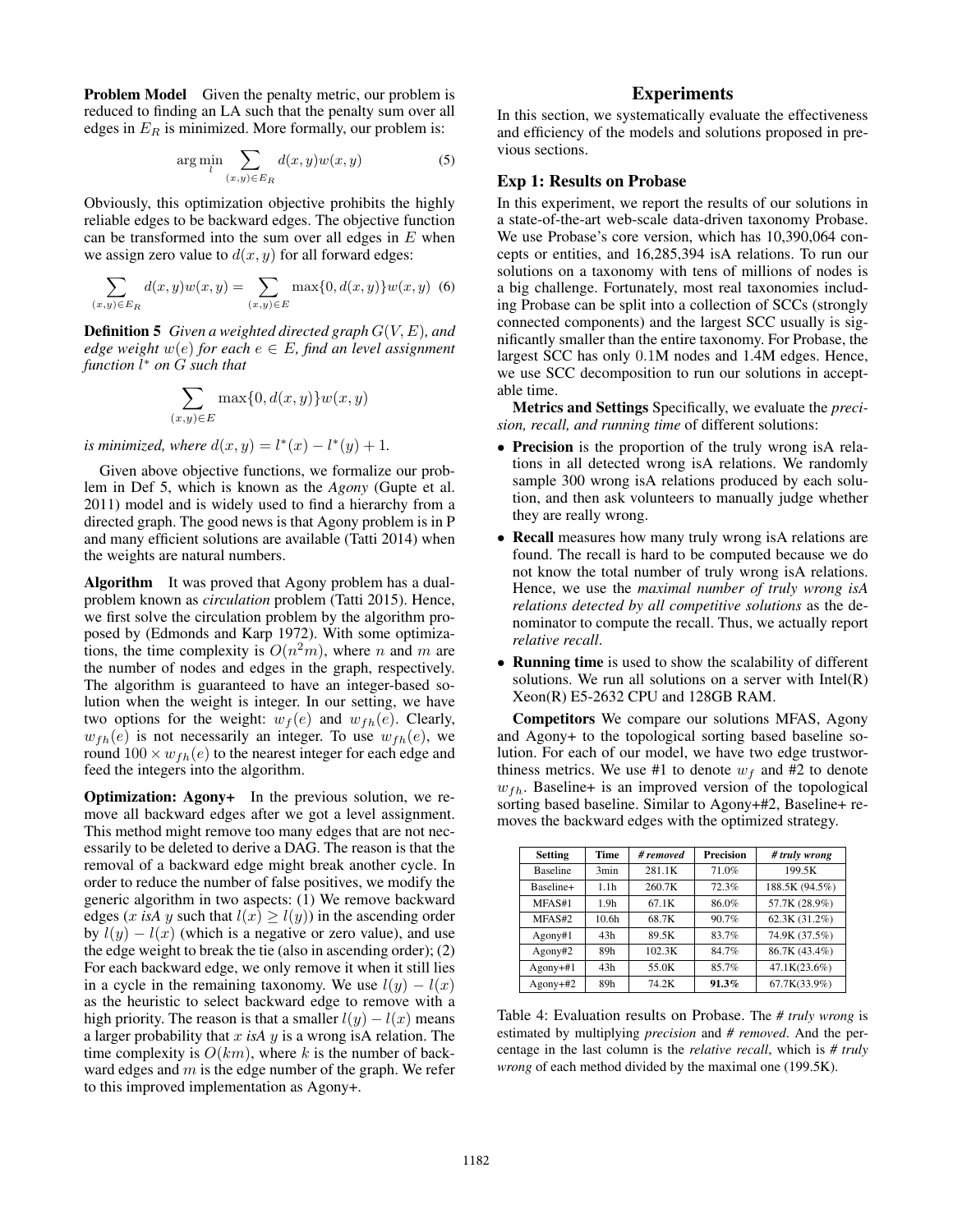**Problem Model** Given the penalty metric, our problem is reduced to finding an LA such that the penalty sum over all edges in $E_R$ is minimized. More formally, our problem is:

$$\arg\min_{l} \sum_{(x,y)\in E_R} d(x,y)w(x,y) \tag{5}$$

Obviously, this optimization objective prohibits the highly reliable edges to be backward edges. The objective function can be transformed into the sum over all edges in $E$ when we assign zero value to $d(x, y)$ for all forward edges:

$$\sum_{(x,y)\in E_R} d(x,y)w(x,y) = \sum_{(x,y)\in E} \max\{0, d(x,y)\}w(x,y) \tag{6}$$

**Definition 5** *Given a weighted directed graph $G(V, E)$, and edge weight $w(e)$ for each $e \in E$, find an level assignment function $l^*$ on $G$ such that*

$$\sum_{(x,y)\in E} \max\{0, d(x,y)\}w(x,y)$$

*is minimized, where $d(x, y) = l^*(x) - l^*(y) + 1$.*

Given above objective functions, we formalize our problem in Def 5, which is known as the *Agony* (Gupte et al. 2011) model and is widely used to find a hierarchy from a directed graph. The good news is that Agony problem is in P and many efficient solutions are available (Tatti 2014) when the weights are natural numbers.

**Algorithm** It was proved that Agony problem has a dual-problem known as *circulation* problem (Tatti 2015). Hence, we first solve the circulation problem by the algorithm proposed by (Edmonds and Karp 1972). With some optimizations, the time complexity is $O(n^2m)$, where $n$ and $m$ are the number of nodes and edges in the graph, respectively. The algorithm is guaranteed to have an integer-based solution when the weight is integer. In our setting, we have two options for the weight: $w_f(e)$ and $w_{fh}(e)$. Clearly, $w_{fh}(e)$ is not necessarily an integer. To use $w_{fh}(e)$, we round $100 \times w_{fh}(e)$ to the nearest integer for each edge and feed the integers into the algorithm.

**Optimization: Agony+** In the previous solution, we remove all backward edges after we got a level assignment. This method might remove too many edges that are not necessarily to be deleted to derive a DAG. The reason is that the removal of a backward edge might break another cycle. In order to reduce the number of false positives, we modify the generic algorithm in two aspects: (1) We remove backward edges ($x$ *isA* $y$ such that $l(x) \geq l(y)$) in the ascending order by $l(y) - l(x)$ (which is a negative or zero value), and use the edge weight to break the tie (also in ascending order); (2) For each backward edge, we only remove it when it still lies in a cycle in the remaining taxonomy. We use $l(y) - l(x)$ as the heuristic to select backward edge to remove with a high priority. The reason is that a smaller $l(y) - l(x)$ means a larger probability that $x$ *isA* $y$ is a wrong isA relation. The time complexity is $O(km)$, where $k$ is the number of backward edges and $m$ is the edge number of the graph. We refer to this improved implementation as Agony+.

# Experiments

In this section, we systematically evaluate the effectiveness and efficiency of the models and solutions proposed in previous sections.

## Exp 1: Results on Probase

In this experiment, we report the results of our solutions in a state-of-the-art web-scale data-driven taxonomy Probase. We use Probase's core version, which has 10,390,064 concepts or entities, and 16,285,394 isA relations. To run our solutions on a taxonomy with tens of millions of nodes is a big challenge. Fortunately, most real taxonomies including Probase can be split into a collection of SCCs (strongly connected components) and the largest SCC usually is significantly smaller than the entire taxonomy. For Probase, the largest SCC has only 0.1M nodes and 1.4M edges. Hence, we use SCC decomposition to run our solutions in acceptable time.

**Metrics and Settings** Specifically, we evaluate the *precision, recall, and running time* of different solutions:

- **Precision** is the proportion of the truly wrong isA relations in all detected wrong isA relations. We randomly sample 300 wrong isA relations produced by each solution, and then ask volunteers to manually judge whether they are really wrong.
- **Recall** measures how many truly wrong isA relations are found. The recall is hard to be computed because we do not know the total number of truly wrong isA relations. Hence, we use the *maximal number of truly wrong isA relations detected by all competitive solutions* as the denominator to compute the recall. Thus, we actually report *relative recall*.
- **Running time** is used to show the scalability of different solutions. We run all solutions on a server with Intel(R) Xeon(R) E5-2632 CPU and 128GB RAM.

**Competitors** We compare our solutions MFAS, Agony and Agony+ to the topological sorting based baseline solution. For each of our model, we have two edge trustworthiness metrics. We use #1 to denote $w_f$ and #2 to denote $w_{fh}$. Baseline+ is an improved version of the topological sorting based baseline. Similar to Agony+#2, Baseline+ removes the backward edges with the optimized strategy.

| Setting | Time | *# removed* | Precision | *# truly wrong* |
|---|---|---|---|---|
| Baseline | 3min | 281.1K | 71.0% | 199.5K |
| Baseline+ | 1.1h | 260.7K | 72.3% | 188.5K (94.5%) |
| MFAS#1 | 1.9h | 67.1K | 86.0% | 57.7K (28.9%) |
| MFAS#2 | 10.6h | 68.7K | 90.7% | 62.3K (31.2%) |
| Agony#1 | 43h | 89.5K | 83.7% | 74.9K (37.5%) |
| Agony#2 | 89h | 102.3K | 84.7% | 86.7K (43.4%) |
| Agony+#1 | 43h | 55.0K | 85.7% | 47.1K(23.6%) |
| Agony+#2 | 89h | 74.2K | **91.3%** | 67.7K(33.9%) |

Table 4: Evaluation results on Probase. The *# truly wrong* is estimated by multiplying *precision* and *# removed*. And the percentage in the last column is the *relative recall*, which is *# truly wrong* of each method divided by the maximal one (199.5K).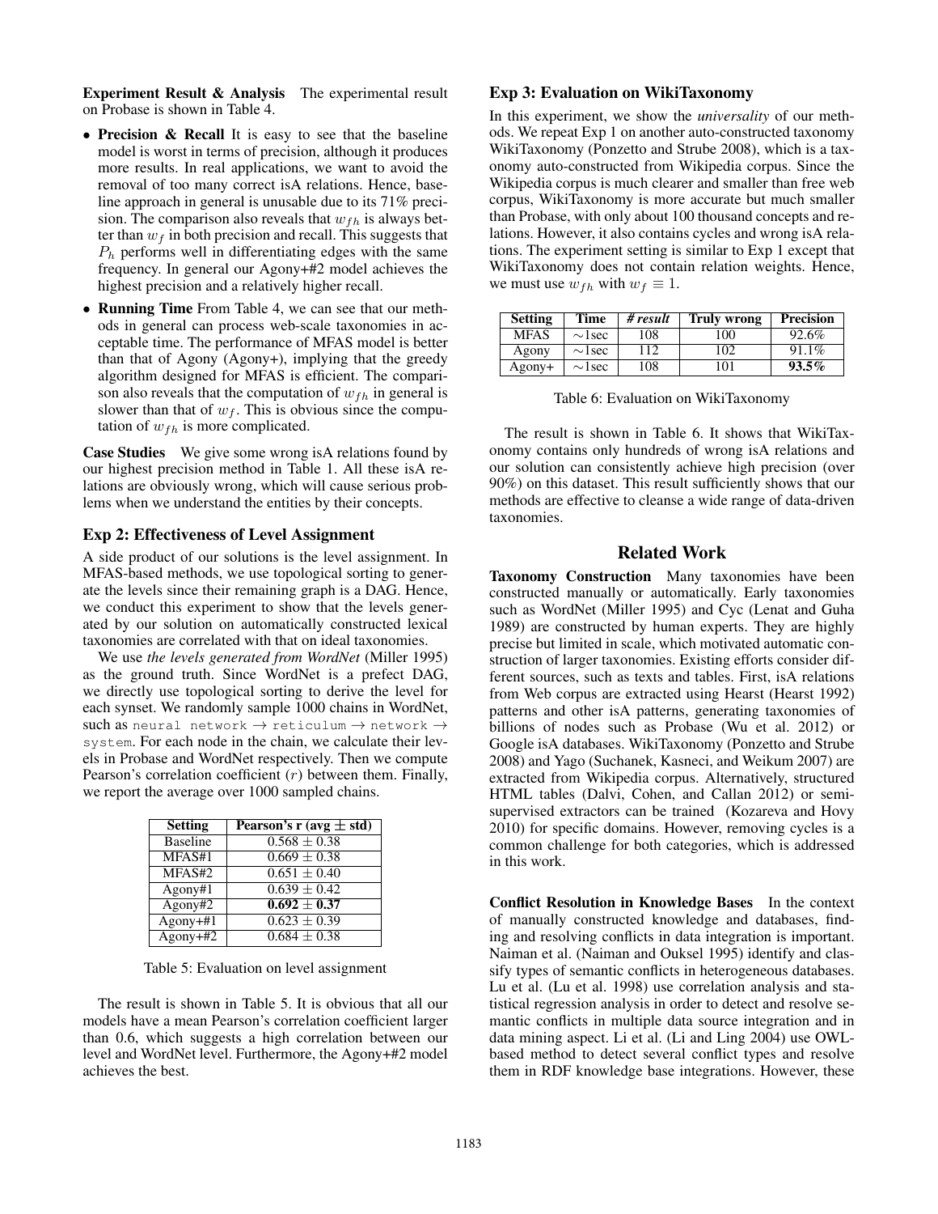**Experiment Result & Analysis** The experimental result on Probase is shown in Table 4.

- **Precision & Recall** It is easy to see that the baseline model is worst in terms of precision, although it produces more results. In real applications, we want to avoid the removal of too many correct isA relations. Hence, baseline approach in general is unusable due to its 71% precision. The comparison also reveals that $w_{fh}$ is always better than $w_f$ in both precision and recall. This suggests that $P_h$ performs well in differentiating edges with the same frequency. In general our Agony+#2 model achieves the highest precision and a relatively higher recall.
- **Running Time** From Table 4, we can see that our methods in general can process web-scale taxonomies in acceptable time. The performance of MFAS model is better than that of Agony (Agony+), implying that the greedy algorithm designed for MFAS is efficient. The comparison also reveals that the computation of $w_{fh}$ in general is slower than that of $w_f$. This is obvious since the computation of $w_{fh}$ is more complicated.

**Case Studies** We give some wrong isA relations found by our highest precision method in Table 1. All these isA relations are obviously wrong, which will cause serious problems when we understand the entities by their concepts.

## Exp 2: Effectiveness of Level Assignment

A side product of our solutions is the level assignment. In MFAS-based methods, we use topological sorting to generate the levels since their remaining graph is a DAG. Hence, we conduct this experiment to show that the levels generated by our solution on automatically constructed lexical taxonomies are correlated with that on ideal taxonomies.

We use *the levels generated from WordNet* (Miller 1995) as the ground truth. Since WordNet is a prefect DAG, we directly use topological sorting to derive the level for each synset. We randomly sample 1000 chains in WordNet, such as `neural network` → `reticulum` → `network` → `system`. For each node in the chain, we calculate their levels in Probase and WordNet respectively. Then we compute Pearson's correlation coefficient ($r$) between them. Finally, we report the average over 1000 sampled chains.

| Setting | Pearson's r (avg ± std) |
|---|---|
| Baseline | $0.568 \pm 0.38$ |
| MFAS#1 | $0.669 \pm 0.38$ |
| MFAS#2 | $0.651 \pm 0.40$ |
| Agony#1 | $0.639 \pm 0.42$ |
| Agony#2 | $\mathbf{0.692 \pm 0.37}$ |
| Agony+#1 | $0.623 \pm 0.39$ |
| Agony+#2 | $0.684 \pm 0.38$ |

Table 5: Evaluation on level assignment

The result is shown in Table 5. It is obvious that all our models have a mean Pearson's correlation coefficient larger than 0.6, which suggests a high correlation between our level and WordNet level. Furthermore, the Agony+#2 model achieves the best.

## Exp 3: Evaluation on WikiTaxonomy

In this experiment, we show the *universality* of our methods. We repeat Exp 1 on another auto-constructed taxonomy WikiTaxonomy (Ponzetto and Strube 2008), which is a taxonomy auto-constructed from Wikipedia corpus. Since the Wikipedia corpus is much clearer and smaller than free web corpus, WikiTaxonomy is more accurate but much smaller than Probase, with only about 100 thousand concepts and relations. However, it also contains cycles and wrong isA relations. The experiment setting is similar to Exp 1 except that WikiTaxonomy does not contain relation weights. Hence, we must use $w_{fh}$ with $w_f \equiv 1$.

| Setting | Time | *# result* | Truly wrong | Precision |
|---|---|---|---|---|
| MFAS | ∼1sec | 108 | 100 | 92.6% |
| Agony | ∼1sec | 112 | 102 | 91.1% |
| Agony+ | ∼1sec | 108 | 101 | **93.5%** |

Table 6: Evaluation on WikiTaxonomy

The result is shown in Table 6. It shows that WikiTaxonomy contains only hundreds of wrong isA relations and our solution can consistently achieve high precision (over 90%) on this dataset. This result sufficiently shows that our methods are effective to cleanse a wide range of data-driven taxonomies.

# Related Work

**Taxonomy Construction** Many taxonomies have been constructed manually or automatically. Early taxonomies such as WordNet (Miller 1995) and Cyc (Lenat and Guha 1989) are constructed by human experts. They are highly precise but limited in scale, which motivated automatic construction of larger taxonomies. Existing efforts consider different sources, such as texts and tables. First, isA relations from Web corpus are extracted using Hearst (Hearst 1992) patterns and other isA patterns, generating taxonomies of billions of nodes such as Probase (Wu et al. 2012) or Google isA databases. WikiTaxonomy (Ponzetto and Strube 2008) and Yago (Suchanek, Kasneci, and Weikum 2007) are extracted from Wikipedia corpus. Alternatively, structured HTML tables (Dalvi, Cohen, and Callan 2012) or semi-supervised extractors can be trained (Kozareva and Hovy 2010) for specific domains. However, removing cycles is a common challenge for both categories, which is addressed in this work.

**Conflict Resolution in Knowledge Bases** In the context of manually constructed knowledge and databases, finding and resolving conflicts in data integration is important. Naiman et al. (Naiman and Ouksel 1995) identify and classify types of semantic conflicts in heterogeneous databases. Lu et al. (Lu et al. 1998) use correlation analysis and statistical regression analysis in order to detect and resolve semantic conflicts in multiple data source integration and in data mining aspect. Li et al. (Li and Ling 2004) use OWL-based method to detect several conflict types and resolve them in RDF knowledge base integrations. However, these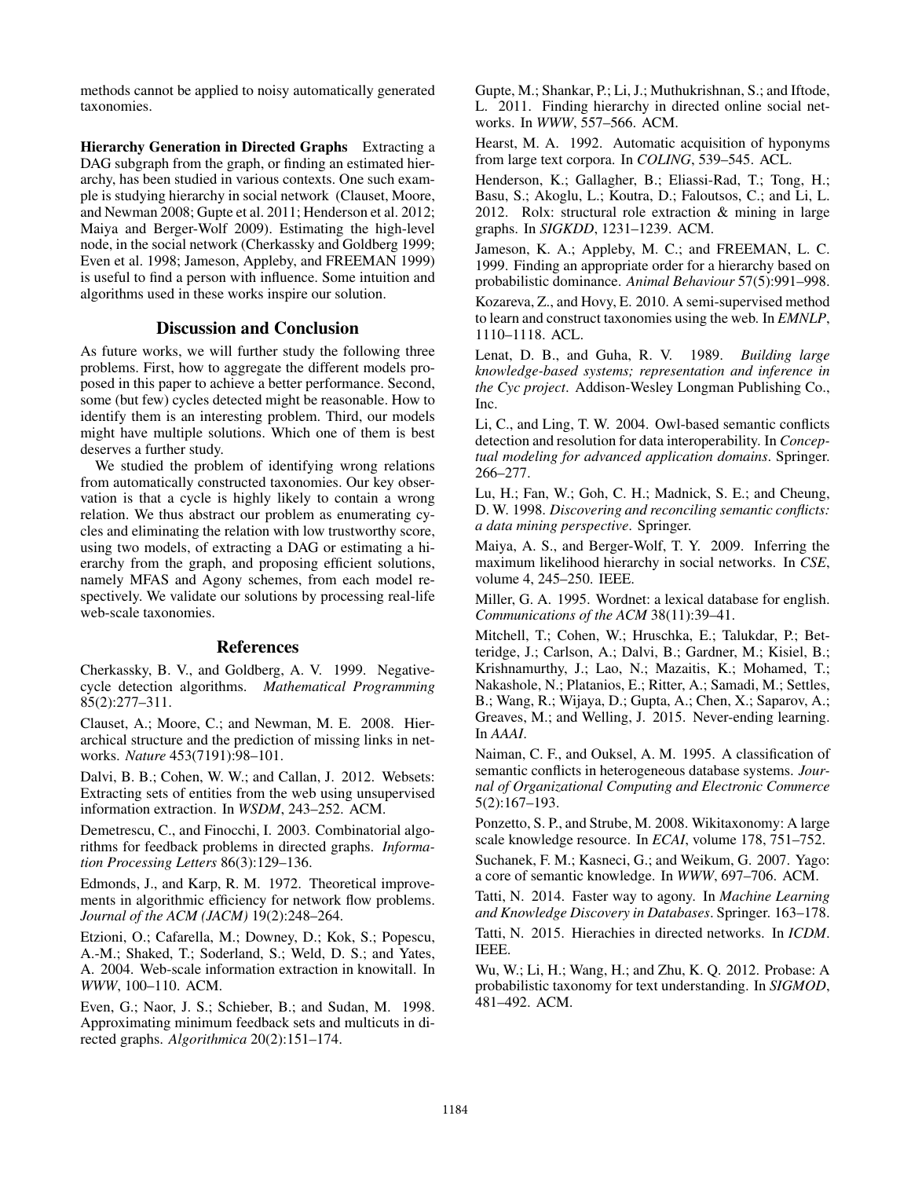methods cannot be applied to noisy automatically generated taxonomies.

**Hierarchy Generation in Directed Graphs** Extracting a DAG subgraph from the graph, or finding an estimated hierarchy, has been studied in various contexts. One such example is studying hierarchy in social network (Clauset, Moore, and Newman 2008; Gupte et al. 2011; Henderson et al. 2012; Maiya and Berger-Wolf 2009). Estimating the high-level node, in the social network (Cherkassky and Goldberg 1999; Even et al. 1998; Jameson, Appleby, and FREEMAN 1999) is useful to find a person with influence. Some intuition and algorithms used in these works inspire our solution.

## Discussion and Conclusion

As future works, we will further study the following three problems. First, how to aggregate the different models proposed in this paper to achieve a better performance. Second, some (but few) cycles detected might be reasonable. How to identify them is an interesting problem. Third, our models might have multiple solutions. Which one of them is best deserves a further study.

We studied the problem of identifying wrong relations from automatically constructed taxonomies. Our key observation is that a cycle is highly likely to contain a wrong relation. We thus abstract our problem as enumerating cycles and eliminating the relation with low trustworthy score, using two models, of extracting a DAG or estimating a hierarchy from the graph, and proposing efficient solutions, namely MFAS and Agony schemes, from each model respectively. We validate our solutions by processing real-life web-scale taxonomies.

## References

Cherkassky, B. V., and Goldberg, A. V. 1999. Negative-cycle detection algorithms. *Mathematical Programming* 85(2):277–311.

Clauset, A.; Moore, C.; and Newman, M. E. 2008. Hierarchical structure and the prediction of missing links in networks. *Nature* 453(7191):98–101.

Dalvi, B. B.; Cohen, W. W.; and Callan, J. 2012. Websets: Extracting sets of entities from the web using unsupervised information extraction. In *WSDM*, 243–252. ACM.

Demetrescu, C., and Finocchi, I. 2003. Combinatorial algorithms for feedback problems in directed graphs. *Information Processing Letters* 86(3):129–136.

Edmonds, J., and Karp, R. M. 1972. Theoretical improvements in algorithmic efficiency for network flow problems. *Journal of the ACM (JACM)* 19(2):248–264.

Etzioni, O.; Cafarella, M.; Downey, D.; Kok, S.; Popescu, A.-M.; Shaked, T.; Soderland, S.; Weld, D. S.; and Yates, A. 2004. Web-scale information extraction in knowitall. In *WWW*, 100–110. ACM.

Even, G.; Naor, J. S.; Schieber, B.; and Sudan, M. 1998. Approximating minimum feedback sets and multicuts in directed graphs. *Algorithmica* 20(2):151–174.

Gupte, M.; Shankar, P.; Li, J.; Muthukrishnan, S.; and Iftode, L. 2011. Finding hierarchy in directed online social networks. In *WWW*, 557–566. ACM.

Hearst, M. A. 1992. Automatic acquisition of hyponyms from large text corpora. In *COLING*, 539–545. ACL.

Henderson, K.; Gallagher, B.; Eliassi-Rad, T.; Tong, H.; Basu, S.; Akoglu, L.; Koutra, D.; Faloutsos, C.; and Li, L. 2012. Rolx: structural role extraction & mining in large graphs. In *SIGKDD*, 1231–1239. ACM.

Jameson, K. A.; Appleby, M. C.; and FREEMAN, L. C. 1999. Finding an appropriate order for a hierarchy based on probabilistic dominance. *Animal Behaviour* 57(5):991–998.

Kozareva, Z., and Hovy, E. 2010. A semi-supervised method to learn and construct taxonomies using the web. In *EMNLP*, 1110–1118. ACL.

Lenat, D. B., and Guha, R. V. 1989. *Building large knowledge-based systems; representation and inference in the Cyc project*. Addison-Wesley Longman Publishing Co., Inc.

Li, C., and Ling, T. W. 2004. Owl-based semantic conflicts detection and resolution for data interoperability. In *Conceptual modeling for advanced application domains*. Springer. 266–277.

Lu, H.; Fan, W.; Goh, C. H.; Madnick, S. E.; and Cheung, D. W. 1998. *Discovering and reconciling semantic conflicts: a data mining perspective*. Springer.

Maiya, A. S., and Berger-Wolf, T. Y. 2009. Inferring the maximum likelihood hierarchy in social networks. In *CSE*, volume 4, 245–250. IEEE.

Miller, G. A. 1995. Wordnet: a lexical database for english. *Communications of the ACM* 38(11):39–41.

Mitchell, T.; Cohen, W.; Hruschka, E.; Talukdar, P.; Betteridge, J.; Carlson, A.; Dalvi, B.; Gardner, M.; Kisiel, B.; Krishnamurthy, J.; Lao, N.; Mazaitis, K.; Mohamed, T.; Nakashole, N.; Platanios, E.; Ritter, A.; Samadi, M.; Settles, B.; Wang, R.; Wijaya, D.; Gupta, A.; Chen, X.; Saparov, A.; Greaves, M.; and Welling, J. 2015. Never-ending learning. In *AAAI*.

Naiman, C. F., and Ouksel, A. M. 1995. A classification of semantic conflicts in heterogeneous database systems. *Journal of Organizational Computing and Electronic Commerce* 5(2):167–193.

Ponzetto, S. P., and Strube, M. 2008. Wikitaxonomy: A large scale knowledge resource. In *ECAI*, volume 178, 751–752.

Suchanek, F. M.; Kasneci, G.; and Weikum, G. 2007. Yago: a core of semantic knowledge. In *WWW*, 697–706. ACM.

Tatti, N. 2014. Faster way to agony. In *Machine Learning and Knowledge Discovery in Databases*. Springer. 163–178.

Tatti, N. 2015. Hierachies in directed networks. In *ICDM*. IEEE.

Wu, W.; Li, H.; Wang, H.; and Zhu, K. Q. 2012. Probase: A probabilistic taxonomy for text understanding. In *SIGMOD*, 481–492. ACM.